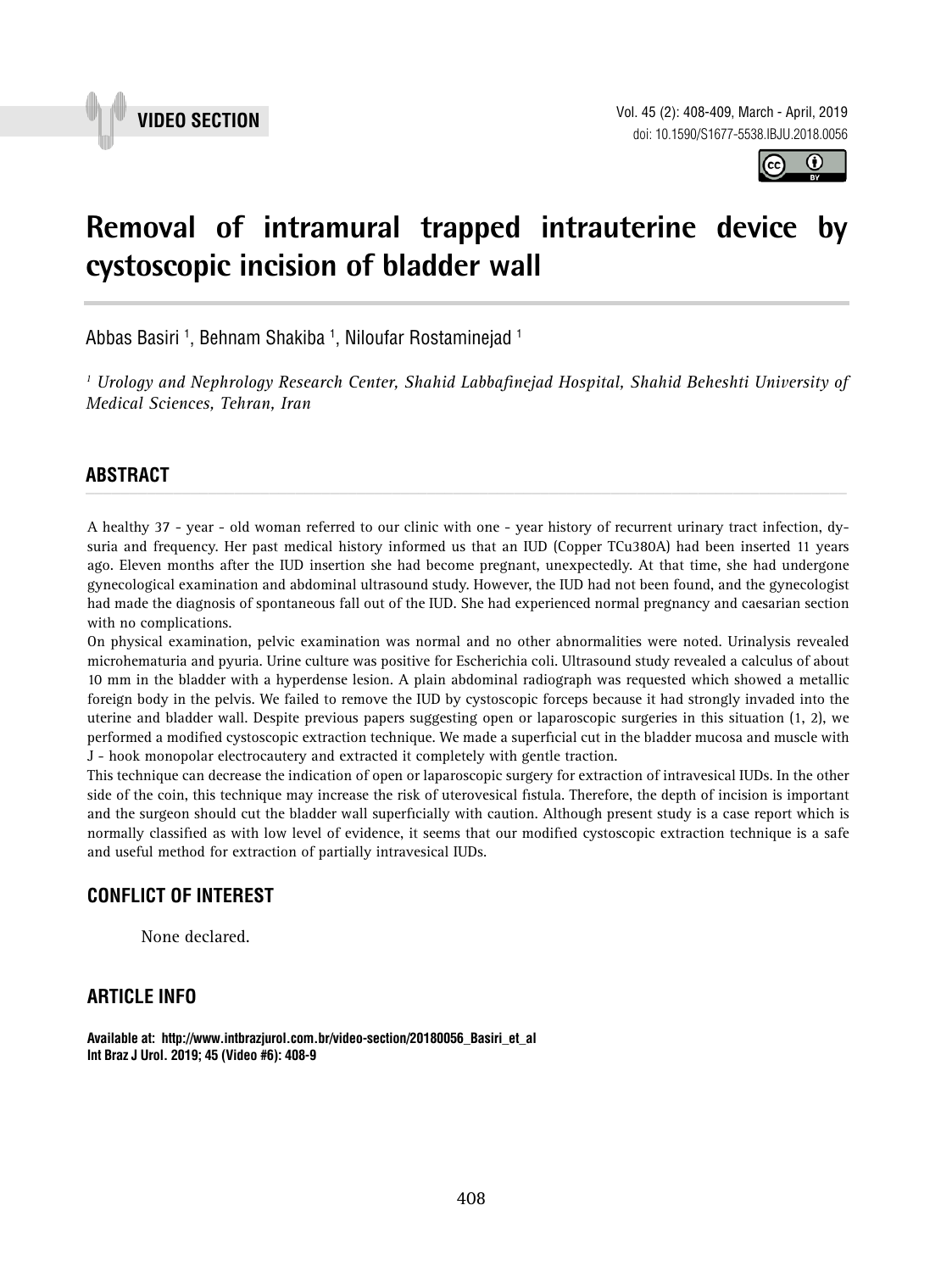VIDEO SECTION

# Removal of intramural trapped intrauterine device by cystoscopic incision of bladder wall

Abbas Basiri [1], Behnam Shakiba [1], Niloufar Rostaminejad [1]

*[1] Urology and Nephrology Research Center, Shahid Labbafinejad Hospital, Shahid Beheshti University of Medical Sciences, Tehran, Iran*

## ABSTRACT

A healthy 37 - year - old woman referred to our clinic with one - year history of recurrent urinary tract infection, dysuria and frequency. Her past medical history informed us that an IUD (Copper TCu380A) had been inserted 11 years ago. Eleven months after the IUD insertion she had become pregnant, unexpectedly. At that time, she had undergone gynecological examination and abdominal ultrasound study. However, the IUD had not been found, and the gynecologist had made the diagnosis of spontaneous fall out of the IUD. She had experienced normal pregnancy and caesarian section with no complications.

On physical examination, pelvic examination was normal and no other abnormalities were noted. Urinalysis revealed microhematuria and pyuria. Urine culture was positive for Escherichia coli. Ultrasound study revealed a calculus of about 10 mm in the bladder with a hyperdense lesion. A plain abdominal radiograph was requested which showed a metallic foreign body in the pelvis. We failed to remove the IUD by cystoscopic forceps because it had strongly invaded into the uterine and bladder wall. Despite previous papers suggesting open or laparoscopic surgeries in this situation (1, 2), we performed a modified cystoscopic extraction technique. We made a superficial cut in the bladder mucosa and muscle with J - hook monopolar electrocautery and extracted it completely with gentle traction.

This technique can decrease the indication of open or laparoscopic surgery for extraction of intravesical IUDs. In the other side of the coin, this technique may increase the risk of uterovesical fistula. Therefore, the depth of incision is important and the surgeon should cut the bladder wall superficially with caution. Although present study is a case report which is normally classified as with low level of evidence, it seems that our modified cystoscopic extraction technique is a safe and useful method for extraction of partially intravesical IUDs.

## CONFLICT OF INTEREST

None declared.

## ARTICLE INFO

**Available at: http://www.intbrazjurol.com.br/video-section/20180056_Basiri_et_al**
**Int Braz J Urol. 2019; 45 (Video #6): 408-9**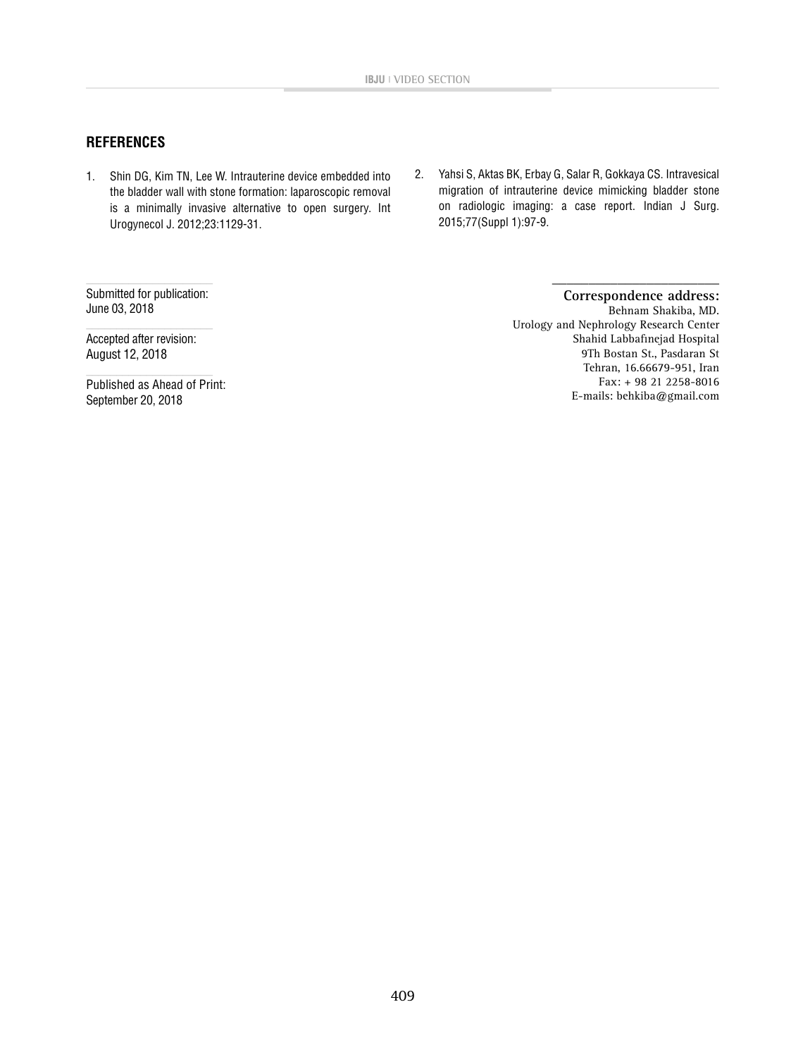## REFERENCES

1. Shin DG, Kim TN, Lee W. Intrauterine device embedded into the bladder wall with stone formation: laparoscopic removal is a minimally invasive alternative to open surgery. Int Urogynecol J. 2012;23:1129-31.
2. Yahsi S, Aktas BK, Erbay G, Salar R, Gokkaya CS. Intravesical migration of intrauterine device mimicking bladder stone on radiologic imaging: a case report. Indian J Surg. 2015;77(Suppl 1):97-9.

Submitted for publication:
June 03, 2018

Accepted after revision:
August 12, 2018

Published as Ahead of Print:
September 20, 2018

**Correspondence address:**
Behnam Shakiba, MD.
Urology and Nephrology Research Center
Shahid Labbafinejad Hospital
9Th Bostan St., Pasdaran St
Tehran, 16.66679-951, Iran
Fax: + 98 21 2258-8016
E-mails: behkiba@gmail.com